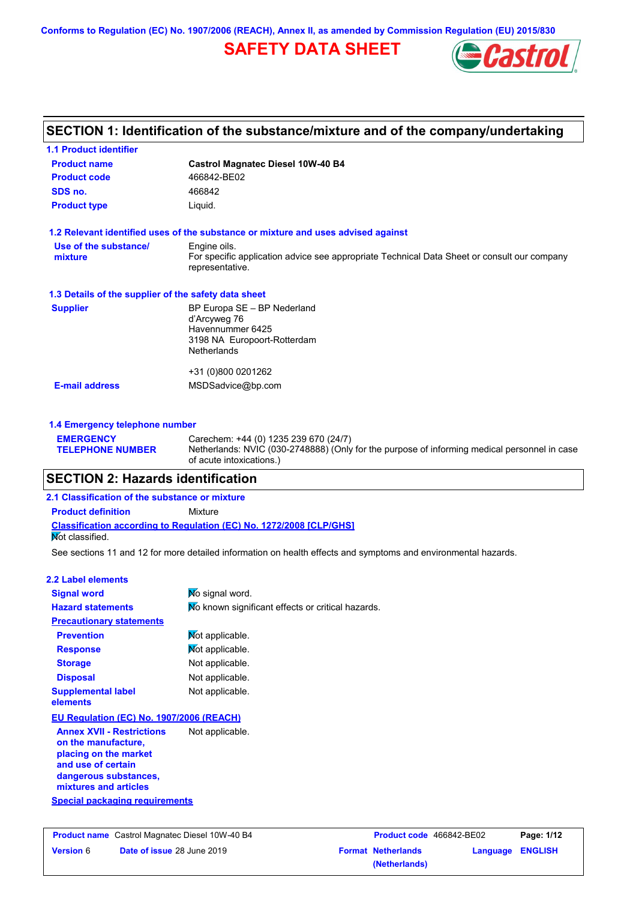Conforms to Regulation (EC) No. 1907/2006 (REACH), Annex II, as amended by Commission Regulation (EU) 2015/830

# SAFETY DATA SHEET

## SECTION 1: Identification of the substance/mixture and of the company/undertaking

### 1.1 Product identifier

| | |
|---|---|
| **Product name** | **Castrol Magnatec Diesel 10W-40 B4** |
| **Product code** | 466842-BE02 |
| **SDS no.** | 466842 |
| **Product type** | Liquid. |

### 1.2 Relevant identified uses of the substance or mixture and uses advised against

| | |
|---|---|
| **Use of the substance/ mixture** | Engine oils. For specific application advice see appropriate Technical Data Sheet or consult our company representative. |

### 1.3 Details of the supplier of the safety data sheet

| | |
|---|---|
| **Supplier** | BP Europa SE – BP Nederland<br>d'Arcyweg 76<br>Havennummer 6425<br>3198 NA Europoort-Rotterdam<br>Netherlands<br><br>+31 (0)800 0201262 |
| **E-mail address** | MSDSadvice@bp.com |

### 1.4 Emergency telephone number

| | |
|---|---|
| **EMERGENCY TELEPHONE NUMBER** | Carechem: +44 (0) 1235 239 670 (24/7)<br>Netherlands: NVIC (030-2748888) (Only for the purpose of informing medical personnel in case of acute intoxications.) |

## SECTION 2: Hazards identification

### 2.1 Classification of the substance or mixture

**Product definition** Mixture

**Classification according to Regulation (EC) No. 1272/2008 [CLP/GHS]**

Not classified.

See sections 11 and 12 for more detailed information on health effects and symptoms and environmental hazards.

### 2.2 Label elements

| | |
|---|---|
| **Signal word** | No signal word. |
| **Hazard statements** | No known significant effects or critical hazards. |

**Precautionary statements**

| | |
|---|---|
| **Prevention** | Not applicable. |
| **Response** | Not applicable. |
| **Storage** | Not applicable. |
| **Disposal** | Not applicable. |
| **Supplemental label elements** | Not applicable. |

**EU Regulation (EC) No. 1907/2006 (REACH)**

| | |
|---|---|
| **Annex XVII - Restrictions on the manufacture, placing on the market and use of certain dangerous substances, mixtures and articles** | Not applicable. |

**Special packaging requirements**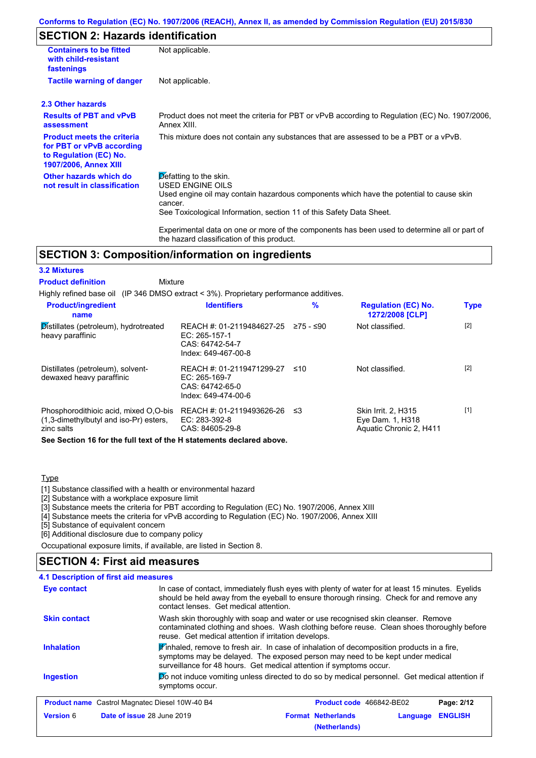## SECTION 2: Hazards identification

| | |
|---|---|
| **Containers to be fitted with child-resistant fastenings** | Not applicable. |
| **Tactile warning of danger** | Not applicable. |

### 2.3 Other hazards

| | |
|---|---|
| **Results of PBT and vPvB assessment** | Product does not meet the criteria for PBT or vPvB according to Regulation (EC) No. 1907/2006, Annex XIII. |
| **Product meets the criteria for PBT or vPvB according to Regulation (EC) No. 1907/2006, Annex XIII** | This mixture does not contain any substances that are assessed to be a PBT or a vPvB. |
| **Other hazards which do not result in classification** | Defatting to the skin. USED ENGINE OILS Used engine oil may contain hazardous components which have the potential to cause skin cancer. See Toxicological Information, section 11 of this Safety Data Sheet. Experimental data on one or more of the components has been used to determine all or part of the hazard classification of this product. |

## SECTION 3: Composition/information on ingredients

### 3.2 Mixtures

**Product definition** Mixture

Highly refined base oil (IP 346 DMSO extract < 3%). Proprietary performance additives.

| Product/ingredient name | Identifiers | % | Regulation (EC) No. 1272/2008 [CLP] | Type |
|---|---|---|---|---|
| Distillates (petroleum), hydrotreated heavy paraffinic | REACH #: 01-2119484627-25<br>EC: 265-157-1<br>CAS: 64742-54-7<br>Index: 649-467-00-8 | ≥75 - ≤90 | Not classified. | [2] |
| Distillates (petroleum), solvent-dewaxed heavy paraffinic | REACH #: 01-2119471299-27<br>EC: 265-169-7<br>CAS: 64742-65-0<br>Index: 649-474-00-6 | ≤10 | Not classified. | [2] |
| Phosphorodithioic acid, mixed O,O-bis (1,3-dimethylbutyl and iso-Pr) esters, zinc salts | REACH #: 01-2119493626-26<br>EC: 283-392-8<br>CAS: 84605-29-8 | ≤3 | Skin Irrit. 2, H315<br>Eye Dam. 1, H318<br>Aquatic Chronic 2, H411 | [1] |

**See Section 16 for the full text of the H statements declared above.**

Type

[1] Substance classified with a health or environmental hazard
[2] Substance with a workplace exposure limit
[3] Substance meets the criteria for PBT according to Regulation (EC) No. 1907/2006, Annex XIII
[4] Substance meets the criteria for vPvB according to Regulation (EC) No. 1907/2006, Annex XIII
[5] Substance of equivalent concern
[6] Additional disclosure due to company policy

Occupational exposure limits, if available, are listed in Section 8.

## SECTION 4: First aid measures

### 4.1 Description of first aid measures

| | |
|---|---|
| **Eye contact** | In case of contact, immediately flush eyes with plenty of water for at least 15 minutes. Eyelids should be held away from the eyeball to ensure thorough rinsing. Check for and remove any contact lenses. Get medical attention. |
| **Skin contact** | Wash skin thoroughly with soap and water or use recognised skin cleanser. Remove contaminated clothing and shoes. Wash clothing before reuse. Clean shoes thoroughly before reuse. Get medical attention if irritation develops. |
| **Inhalation** | If inhaled, remove to fresh air. In case of inhalation of decomposition products in a fire, symptoms may be delayed. The exposed person may need to be kept under medical surveillance for 48 hours. Get medical attention if symptoms occur. |
| **Ingestion** | Do not induce vomiting unless directed to do so by medical personnel. Get medical attention if symptoms occur. |

| | | | |
|---|---|---|---|
| **Product name** Castrol Magnatec Diesel 10W-40 B4 | | **Product code** 466842-BE02 | |
| **Version** 6 | **Date of issue** 28 June 2019 | **Format Netherlands (Netherlands)** | **Language ENGLISH** |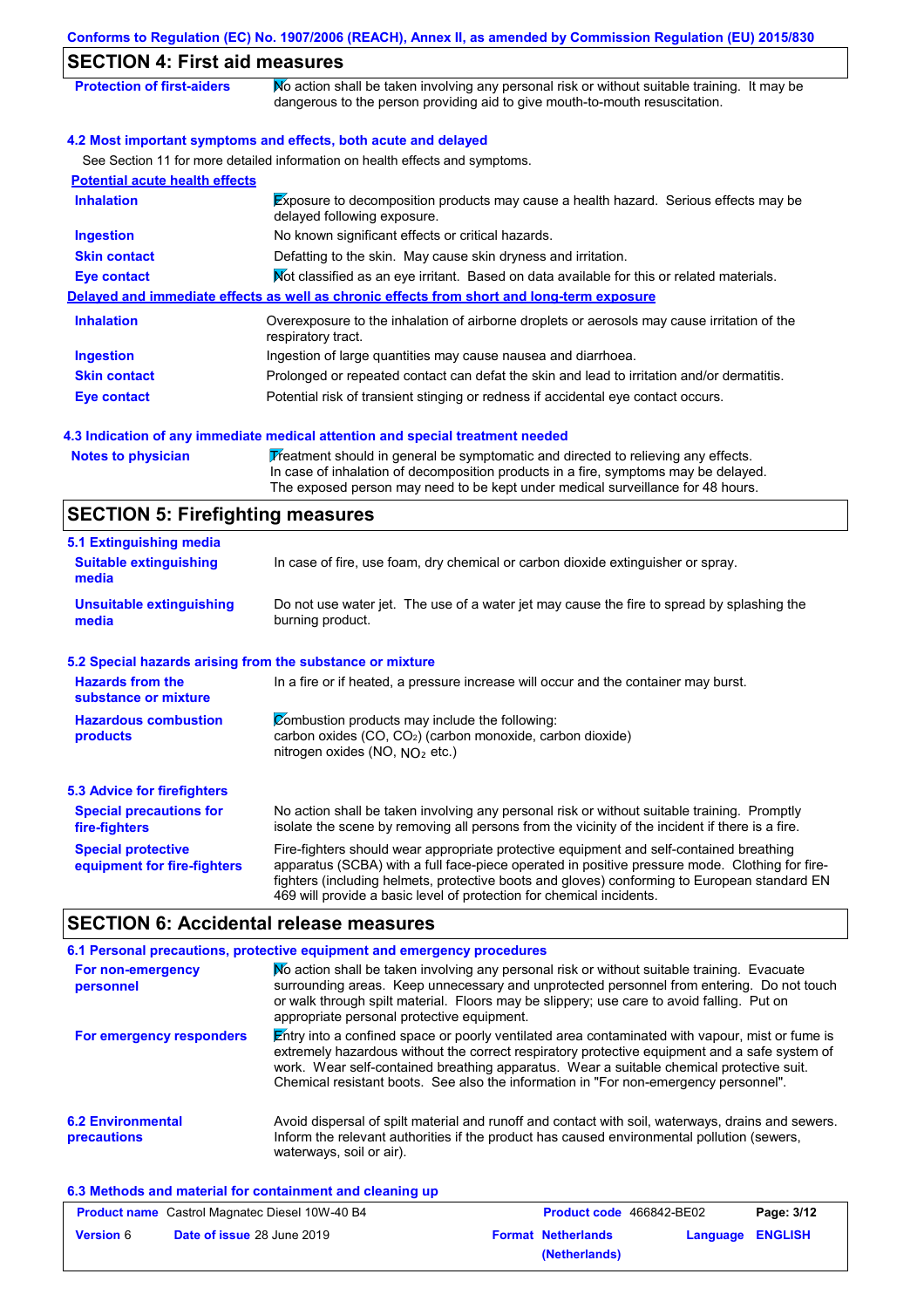## SECTION 4: First aid measures

| | |
|---|---|
| **Protection of first-aiders** | No action shall be taken involving any personal risk or without suitable training. It may be dangerous to the person providing aid to give mouth-to-mouth resuscitation. |

### 4.2 Most important symptoms and effects, both acute and delayed

See Section 11 for more detailed information on health effects and symptoms.

**Potential acute health effects**

| | |
|---|---|
| **Inhalation** | Exposure to decomposition products may cause a health hazard. Serious effects may be delayed following exposure. |
| **Ingestion** | No known significant effects or critical hazards. |
| **Skin contact** | Defatting to the skin. May cause skin dryness and irritation. |
| **Eye contact** | Not classified as an eye irritant. Based on data available for this or related materials. |

**Delayed and immediate effects as well as chronic effects from short and long-term exposure**

| | |
|---|---|
| **Inhalation** | Overexposure to the inhalation of airborne droplets or aerosols may cause irritation of the respiratory tract. |
| **Ingestion** | Ingestion of large quantities may cause nausea and diarrhoea. |
| **Skin contact** | Prolonged or repeated contact can defat the skin and lead to irritation and/or dermatitis. |
| **Eye contact** | Potential risk of transient stinging or redness if accidental eye contact occurs. |

### 4.3 Indication of any immediate medical attention and special treatment needed

| | |
|---|---|
| **Notes to physician** | Treatment should in general be symptomatic and directed to relieving any effects. In case of inhalation of decomposition products in a fire, symptoms may be delayed. The exposed person may need to be kept under medical surveillance for 48 hours. |

## SECTION 5: Firefighting measures

### 5.1 Extinguishing media

| | |
|---|---|
| **Suitable extinguishing media** | In case of fire, use foam, dry chemical or carbon dioxide extinguisher or spray. |
| **Unsuitable extinguishing media** | Do not use water jet. The use of a water jet may cause the fire to spread by splashing the burning product. |

### 5.2 Special hazards arising from the substance or mixture

| | |
|---|---|
| **Hazards from the substance or mixture** | In a fire or if heated, a pressure increase will occur and the container may burst. |
| **Hazardous combustion products** | Combustion products may include the following: carbon oxides ($CO$, $CO_2$) (carbon monoxide, carbon dioxide) nitrogen oxides ($NO$, $NO_2$ etc.) |

### 5.3 Advice for firefighters

| | |
|---|---|
| **Special precautions for fire-fighters** | No action shall be taken involving any personal risk or without suitable training. Promptly isolate the scene by removing all persons from the vicinity of the incident if there is a fire. |
| **Special protective equipment for fire-fighters** | Fire-fighters should wear appropriate protective equipment and self-contained breathing apparatus (SCBA) with a full face-piece operated in positive pressure mode. Clothing for fire-fighters (including helmets, protective boots and gloves) conforming to European standard EN 469 will provide a basic level of protection for chemical incidents. |

## SECTION 6: Accidental release measures

### 6.1 Personal precautions, protective equipment and emergency procedures

| | |
|---|---|
| **For non-emergency personnel** | No action shall be taken involving any personal risk or without suitable training. Evacuate surrounding areas. Keep unnecessary and unprotected personnel from entering. Do not touch or walk through spilt material. Floors may be slippery; use care to avoid falling. Put on appropriate personal protective equipment. |
| **For emergency responders** | Entry into a confined space or poorly ventilated area contaminated with vapour, mist or fume is extremely hazardous without the correct respiratory protective equipment and a safe system of work. Wear self-contained breathing apparatus. Wear a suitable chemical protective suit. Chemical resistant boots. See also the information in "For non-emergency personnel". |

| | |
|---|---|
| **6.2 Environmental precautions** | Avoid dispersal of spilt material and runoff and contact with soil, waterways, drains and sewers. Inform the relevant authorities if the product has caused environmental pollution (sewers, waterways, soil or air). |

### 6.3 Methods and material for containment and cleaning up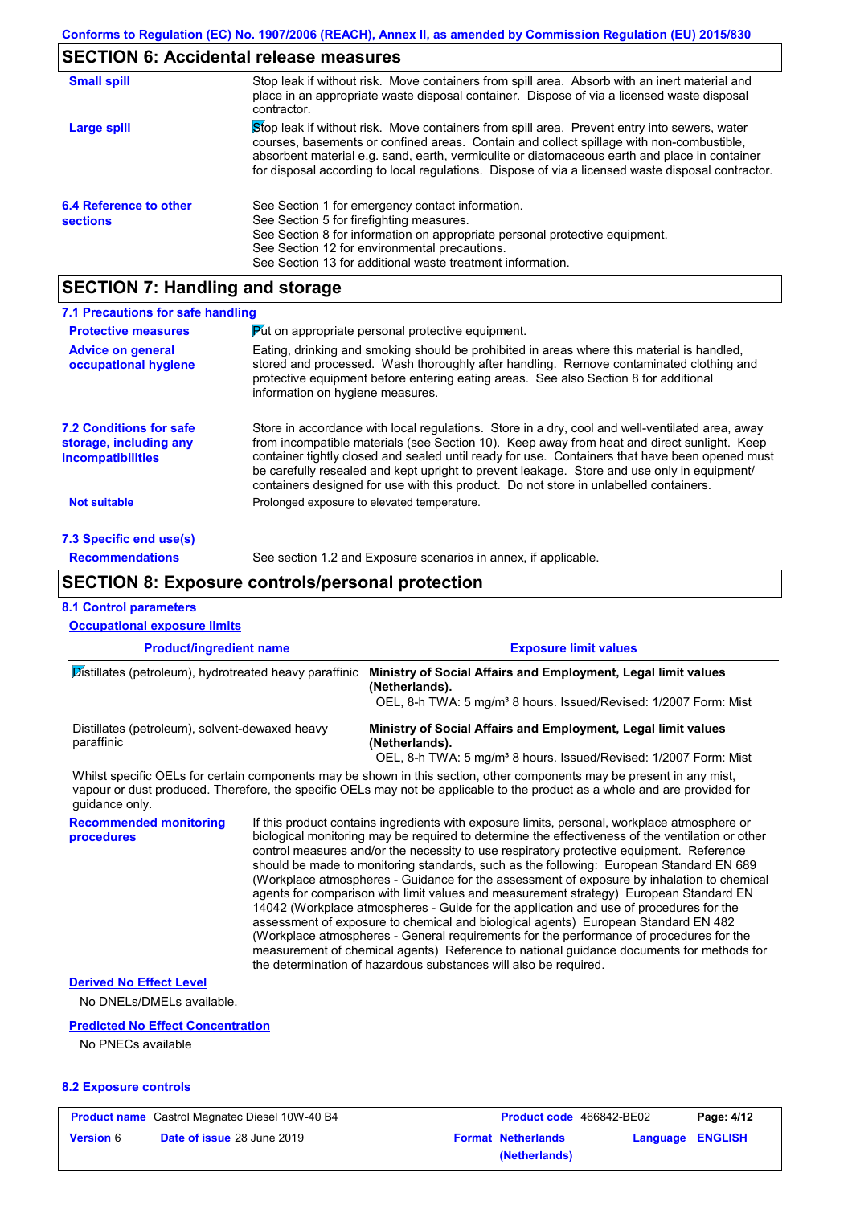## SECTION 6: Accidental release measures

**Small spill**

Stop leak if without risk. Move containers from spill area. Absorb with an inert material and place in an appropriate waste disposal container. Dispose of via a licensed waste disposal contractor.

**Large spill**

Stop leak if without risk. Move containers from spill area. Prevent entry into sewers, water courses, basements or confined areas. Contain and collect spillage with non-combustible, absorbent material e.g. sand, earth, vermiculite or diatomaceous earth and place in container for disposal according to local regulations. Dispose of via a licensed waste disposal contractor.

**6.4 Reference to other sections**

See Section 1 for emergency contact information.
See Section 5 for firefighting measures.
See Section 8 for information on appropriate personal protective equipment.
See Section 12 for environmental precautions.
See Section 13 for additional waste treatment information.

## SECTION 7: Handling and storage

### 7.1 Precautions for safe handling

**Protective measures**

Put on appropriate personal protective equipment.

**Advice on general occupational hygiene**

Eating, drinking and smoking should be prohibited in areas where this material is handled, stored and processed. Wash thoroughly after handling. Remove contaminated clothing and protective equipment before entering eating areas. See also Section 8 for additional information on hygiene measures.

**7.2 Conditions for safe storage, including any incompatibilities**

Store in accordance with local regulations. Store in a dry, cool and well-ventilated area, away from incompatible materials (see Section 10). Keep away from heat and direct sunlight. Keep container tightly closed and sealed until ready for use. Containers that have been opened must be carefully resealed and kept upright to prevent leakage. Store and use only in equipment/ containers designed for use with this product. Do not store in unlabelled containers.

**Not suitable**

Prolonged exposure to elevated temperature.

### 7.3 Specific end use(s)

**Recommendations**

See section 1.2 and Exposure scenarios in annex, if applicable.

## SECTION 8: Exposure controls/personal protection

### 8.1 Control parameters

**Occupational exposure limits**

| Product/ingredient name | Exposure limit values |
|---|---|
| Distillates (petroleum), hydrotreated heavy paraffinic | **Ministry of Social Affairs and Employment, Legal limit values (Netherlands).** OEL, 8-h TWA: 5 mg/m³ 8 hours. Issued/Revised: 1/2007 Form: Mist |
| Distillates (petroleum), solvent-dewaxed heavy paraffinic | **Ministry of Social Affairs and Employment, Legal limit values (Netherlands).** OEL, 8-h TWA: 5 mg/m³ 8 hours. Issued/Revised: 1/2007 Form: Mist |

Whilst specific OELs for certain components may be shown in this section, other components may be present in any mist, vapour or dust produced. Therefore, the specific OELs may not be applicable to the product as a whole and are provided for guidance only.

**Recommended monitoring procedures**

If this product contains ingredients with exposure limits, personal, workplace atmosphere or biological monitoring may be required to determine the effectiveness of the ventilation or other control measures and/or the necessity to use respiratory protective equipment. Reference should be made to monitoring standards, such as the following: European Standard EN 689 (Workplace atmospheres - Guidance for the assessment of exposure by inhalation to chemical agents for comparison with limit values and measurement strategy) European Standard EN 14042 (Workplace atmospheres - Guide for the application and use of procedures for the assessment of exposure to chemical and biological agents) European Standard EN 482 (Workplace atmospheres - General requirements for the performance of procedures for the measurement of chemical agents) Reference to national guidance documents for methods for the determination of hazardous substances will also be required.

**Derived No Effect Level**

No DNELs/DMELs available.

**Predicted No Effect Concentration**

No PNECs available

### 8.2 Exposure controls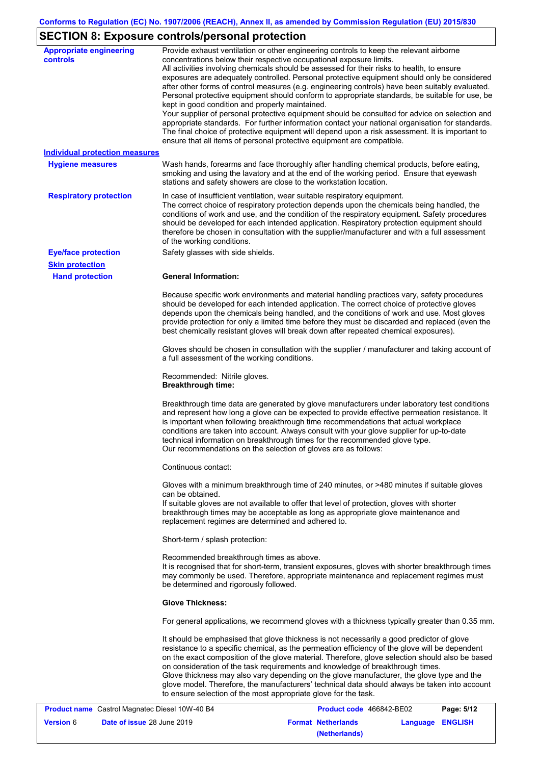## SECTION 8: Exposure controls/personal protection

**Appropriate engineering controls**

Provide exhaust ventilation or other engineering controls to keep the relevant airborne concentrations below their respective occupational exposure limits.
All activities involving chemicals should be assessed for their risks to health, to ensure exposures are adequately controlled. Personal protective equipment should only be considered after other forms of control measures (e.g. engineering controls) have been suitably evaluated. Personal protective equipment should conform to appropriate standards, be suitable for use, be kept in good condition and properly maintained.
Your supplier of personal protective equipment should be consulted for advice on selection and appropriate standards. For further information contact your national organisation for standards. The final choice of protective equipment will depend upon a risk assessment. It is important to ensure that all items of personal protective equipment are compatible.

**Individual protection measures**

**Hygiene measures**

Wash hands, forearms and face thoroughly after handling chemical products, before eating, smoking and using the lavatory and at the end of the working period. Ensure that eyewash stations and safety showers are close to the workstation location.

**Respiratory protection**

In case of insufficient ventilation, wear suitable respiratory equipment.
The correct choice of respiratory protection depends upon the chemicals being handled, the conditions of work and use, and the condition of the respiratory equipment. Safety procedures should be developed for each intended application. Respiratory protection equipment should therefore be chosen in consultation with the supplier/manufacturer and with a full assessment of the working conditions.

**Eye/face protection**

Safety glasses with side shields.

**Skin protection**

**Hand protection**

**General Information:**

Because specific work environments and material handling practices vary, safety procedures should be developed for each intended application. The correct choice of protective gloves depends upon the chemicals being handled, and the conditions of work and use. Most gloves provide protection for only a limited time before they must be discarded and replaced (even the best chemically resistant gloves will break down after repeated chemical exposures).

Gloves should be chosen in consultation with the supplier / manufacturer and taking account of a full assessment of the working conditions.

Recommended: Nitrile gloves.
**Breakthrough time:**

Breakthrough time data are generated by glove manufacturers under laboratory test conditions and represent how long a glove can be expected to provide effective permeation resistance. It is important when following breakthrough time recommendations that actual workplace conditions are taken into account. Always consult with your glove supplier for up-to-date technical information on breakthrough times for the recommended glove type.
Our recommendations on the selection of gloves are as follows:

Continuous contact:

Gloves with a minimum breakthrough time of 240 minutes, or >480 minutes if suitable gloves can be obtained.
If suitable gloves are not available to offer that level of protection, gloves with shorter breakthrough times may be acceptable as long as appropriate glove maintenance and replacement regimes are determined and adhered to.

Short-term / splash protection:

Recommended breakthrough times as above.
It is recognised that for short-term, transient exposures, gloves with shorter breakthrough times may commonly be used. Therefore, appropriate maintenance and replacement regimes must be determined and rigorously followed.

**Glove Thickness:**

For general applications, we recommend gloves with a thickness typically greater than 0.35 mm.

It should be emphasised that glove thickness is not necessarily a good predictor of glove resistance to a specific chemical, as the permeation efficiency of the glove will be dependent on the exact composition of the glove material. Therefore, glove selection should also be based on consideration of the task requirements and knowledge of breakthrough times.
Glove thickness may also vary depending on the glove manufacturer, the glove type and the glove model. Therefore, the manufacturers' technical data should always be taken into account to ensure selection of the most appropriate glove for the task.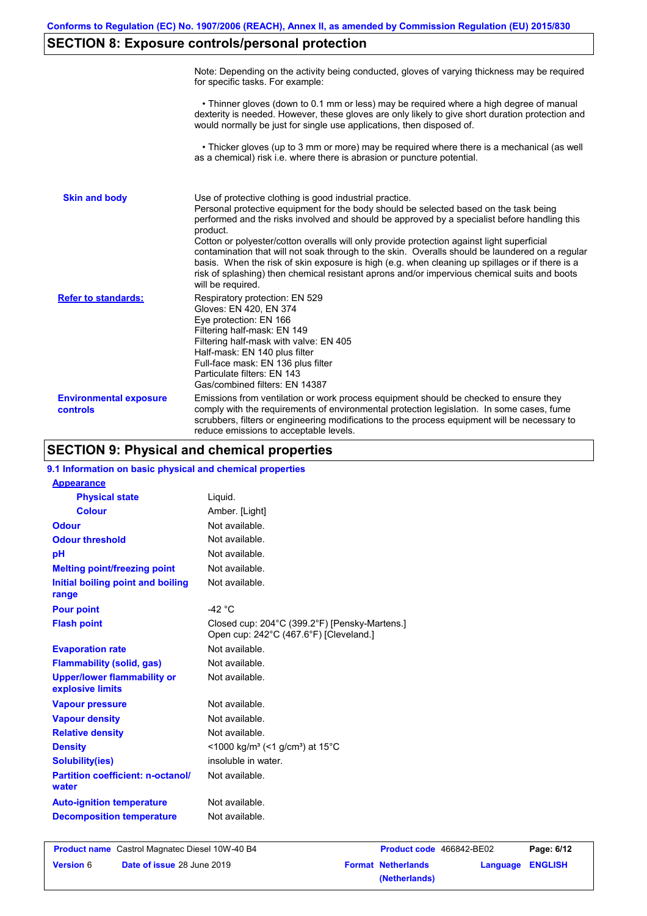## SECTION 8: Exposure controls/personal protection

Note: Depending on the activity being conducted, gloves of varying thickness may be required for specific tasks. For example:

- Thinner gloves (down to 0.1 mm or less) may be required where a high degree of manual dexterity is needed. However, these gloves are only likely to give short duration protection and would normally be just for single use applications, then disposed of.

- Thicker gloves (up to 3 mm or more) may be required where there is a mechanical (as well as a chemical) risk i.e. where there is abrasion or puncture potential.

**Skin and body**

Use of protective clothing is good industrial practice.
Personal protective equipment for the body should be selected based on the task being performed and the risks involved and should be approved by a specialist before handling this product.
Cotton or polyester/cotton overalls will only provide protection against light superficial contamination that will not soak through to the skin. Overalls should be laundered on a regular basis. When the risk of skin exposure is high (e.g. when cleaning up spillages or if there is a risk of splashing) then chemical resistant aprons and/or impervious chemical suits and boots will be required.

**Refer to standards:**

Respiratory protection: EN 529
Gloves: EN 420, EN 374
Eye protection: EN 166
Filtering half-mask: EN 149
Filtering half-mask with valve: EN 405
Half-mask: EN 140 plus filter
Full-face mask: EN 136 plus filter
Particulate filters: EN 143
Gas/combined filters: EN 14387

**Environmental exposure controls**

Emissions from ventilation or work process equipment should be checked to ensure they comply with the requirements of environmental protection legislation. In some cases, fume scrubbers, filters or engineering modifications to the process equipment will be necessary to reduce emissions to acceptable levels.

## SECTION 9: Physical and chemical properties

### 9.1 Information on basic physical and chemical properties

**Appearance**

| Property | Value |
|---|---|
| Physical state | Liquid. |
| Colour | Amber. [Light] |
| Odour | Not available. |
| Odour threshold | Not available. |
| pH | Not available. |
| Melting point/freezing point | Not available. |
| Initial boiling point and boiling range | Not available. |
| Pour point | -42 °C |
| Flash point | Closed cup: 204°C (399.2°F) [Pensky-Martens.]<br>Open cup: 242°C (467.6°F) [Cleveland.] |
| Evaporation rate | Not available. |
| Flammability (solid, gas) | Not available. |
| Upper/lower flammability or explosive limits | Not available. |
| Vapour pressure | Not available. |
| Vapour density | Not available. |
| Relative density | Not available. |
| Density | <1000 kg/m³ (<1 g/cm³) at 15°C |
| Solubility(ies) | insoluble in water. |
| Partition coefficient: n-octanol/water | Not available. |
| Auto-ignition temperature | Not available. |
| Decomposition temperature | Not available. |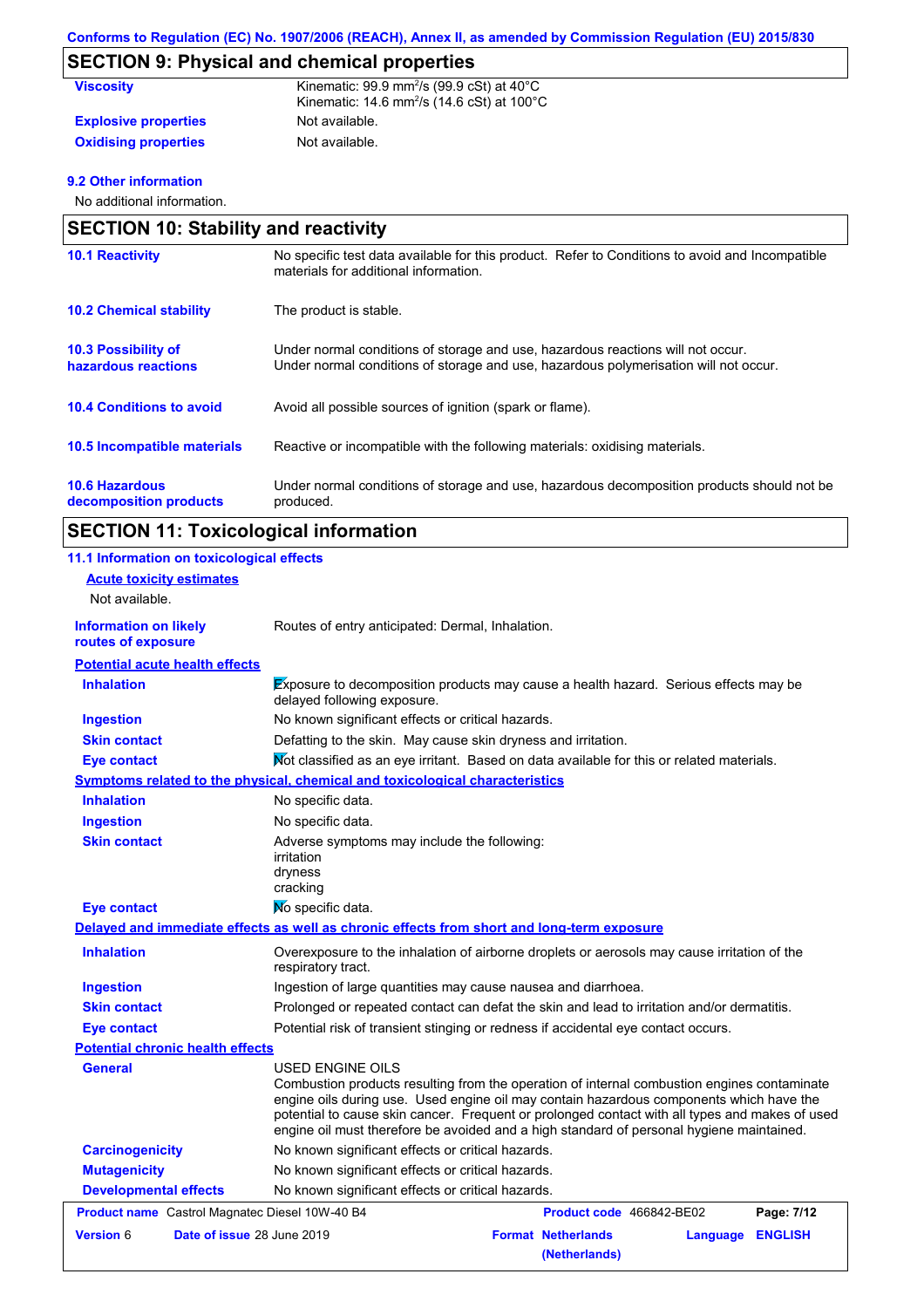Conforms to Regulation (EC) No. 1907/2006 (REACH), Annex II, as amended by Commission Regulation (EU) 2015/830

## SECTION 9: Physical and chemical properties

| | |
|---|---|
| **Viscosity** | Kinematic: 99.9 $mm^2/s$ (99.9 cSt) at 40°C<br>Kinematic: 14.6 $mm^2/s$ (14.6 cSt) at 100°C |
| **Explosive properties** | Not available. |
| **Oxidising properties** | Not available. |

### 9.2 Other information

No additional information.

## SECTION 10: Stability and reactivity

| | |
|---|---|
| **10.1 Reactivity** | No specific test data available for this product. Refer to Conditions to avoid and Incompatible materials for additional information. |
| **10.2 Chemical stability** | The product is stable. |
| **10.3 Possibility of hazardous reactions** | Under normal conditions of storage and use, hazardous reactions will not occur.<br>Under normal conditions of storage and use, hazardous polymerisation will not occur. |
| **10.4 Conditions to avoid** | Avoid all possible sources of ignition (spark or flame). |
| **10.5 Incompatible materials** | Reactive or incompatible with the following materials: oxidising materials. |
| **10.6 Hazardous decomposition products** | Under normal conditions of storage and use, hazardous decomposition products should not be produced. |

## SECTION 11: Toxicological information

### 11.1 Information on toxicological effects

**Acute toxicity estimates**

Not available.

| | |
|---|---|
| **Information on likely routes of exposure** | Routes of entry anticipated: Dermal, Inhalation. |

**Potential acute health effects**

| | |
|---|---|
| **Inhalation** | Exposure to decomposition products may cause a health hazard. Serious effects may be delayed following exposure. |
| **Ingestion** | No known significant effects or critical hazards. |
| **Skin contact** | Defatting to the skin. May cause skin dryness and irritation. |
| **Eye contact** | Not classified as an eye irritant. Based on data available for this or related materials. |

**Symptoms related to the physical, chemical and toxicological characteristics**

| | |
|---|---|
| **Inhalation** | No specific data. |
| **Ingestion** | No specific data. |
| **Skin contact** | Adverse symptoms may include the following:<br>irritation<br>dryness<br>cracking |
| **Eye contact** | No specific data. |

**Delayed and immediate effects as well as chronic effects from short and long-term exposure**

| | |
|---|---|
| **Inhalation** | Overexposure to the inhalation of airborne droplets or aerosols may cause irritation of the respiratory tract. |
| **Ingestion** | Ingestion of large quantities may cause nausea and diarrhoea. |
| **Skin contact** | Prolonged or repeated contact can defat the skin and lead to irritation and/or dermatitis. |
| **Eye contact** | Potential risk of transient stinging or redness if accidental eye contact occurs. |

**Potential chronic health effects**

| | |
|---|---|
| **General** | USED ENGINE OILS<br>Combustion products resulting from the operation of internal combustion engines contaminate engine oils during use. Used engine oil may contain hazardous components which have the potential to cause skin cancer. Frequent or prolonged contact with all types and makes of used engine oil must therefore be avoided and a high standard of personal hygiene maintained. |
| **Carcinogenicity** | No known significant effects or critical hazards. |
| **Mutagenicity** | No known significant effects or critical hazards. |
| **Developmental effects** | No known significant effects or critical hazards. |

| | | | |
|---|---|---|---|
| **Product name** Castrol Magnatec Diesel 10W-40 B4 | | **Product code** 466842-BE02 | |
| **Version** 6 | **Date of issue** 28 June 2019 | **Format** Netherlands (Netherlands) | **Language** ENGLISH |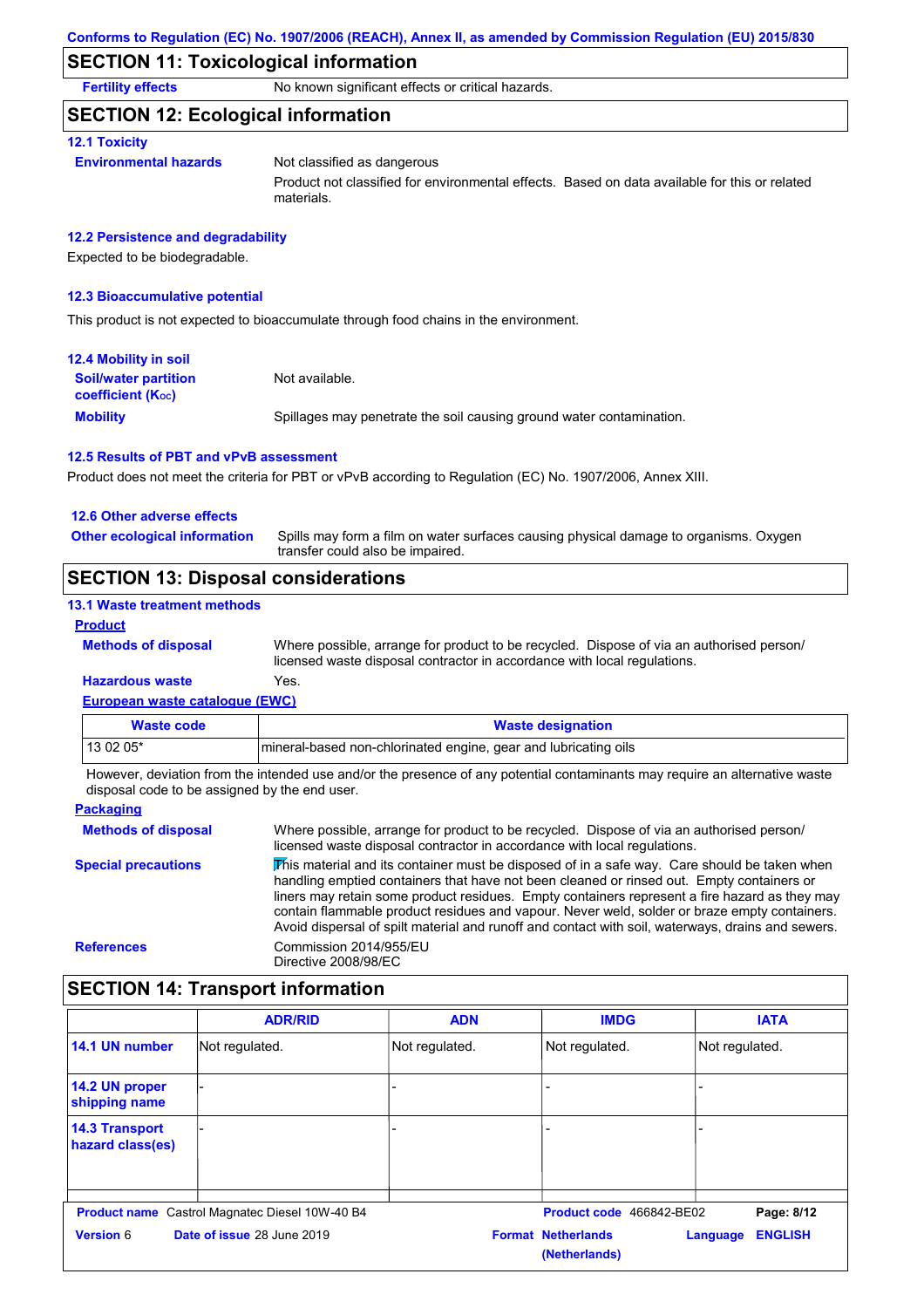## SECTION 11: Toxicological information

**Fertility effects** No known significant effects or critical hazards.

## SECTION 12: Ecological information

### 12.1 Toxicity

**Environmental hazards** Not classified as dangerous

Product not classified for environmental effects. Based on data available for this or related materials.

### 12.2 Persistence and degradability

Expected to be biodegradable.

### 12.3 Bioaccumulative potential

This product is not expected to bioaccumulate through food chains in the environment.

### 12.4 Mobility in soil

**Soil/water partition coefficient ($K_{OC}$)** Not available.

**Mobility** Spillages may penetrate the soil causing ground water contamination.

### 12.5 Results of PBT and vPvB assessment

Product does not meet the criteria for PBT or vPvB according to Regulation (EC) No. 1907/2006, Annex XIII.

### 12.6 Other adverse effects

**Other ecological information** Spills may form a film on water surfaces causing physical damage to organisms. Oxygen transfer could also be impaired.

## SECTION 13: Disposal considerations

### 13.1 Waste treatment methods

**Product**

**Methods of disposal** Where possible, arrange for product to be recycled. Dispose of via an authorised person/ licensed waste disposal contractor in accordance with local regulations.

**Hazardous waste** Yes.

**European waste catalogue (EWC)**

| Waste code | Waste designation |
|---|---|
| 13 02 05* | mineral-based non-chlorinated engine, gear and lubricating oils |

However, deviation from the intended use and/or the presence of any potential contaminants may require an alternative waste disposal code to be assigned by the end user.

**Packaging**

**Methods of disposal** Where possible, arrange for product to be recycled. Dispose of via an authorised person/ licensed waste disposal contractor in accordance with local regulations.

**Special precautions** This material and its container must be disposed of in a safe way. Care should be taken when handling emptied containers that have not been cleaned or rinsed out. Empty containers or liners may retain some product residues. Empty containers represent a fire hazard as they may contain flammable product residues and vapour. Never weld, solder or braze empty containers. Avoid dispersal of spilt material and runoff and contact with soil, waterways, drains and sewers.

**References** Commission 2014/955/EU
Directive 2008/98/EC

## SECTION 14: Transport information

| | ADR/RID | ADN | IMDG | IATA |
|---|---|---|---|---|
| 14.1 UN number | Not regulated. | Not regulated. | Not regulated. | Not regulated. |
| 14.2 UN proper shipping name | - | - | - | - |
| 14.3 Transport hazard class(es) | - | - | - | - |

**Product name** Castrol Magnatec Diesel 10W-40 B4 **Product code** 466842-BE02
**Version** 6 **Date of issue** 28 June 2019 **Format** Netherlands (Netherlands) **Language** ENGLISH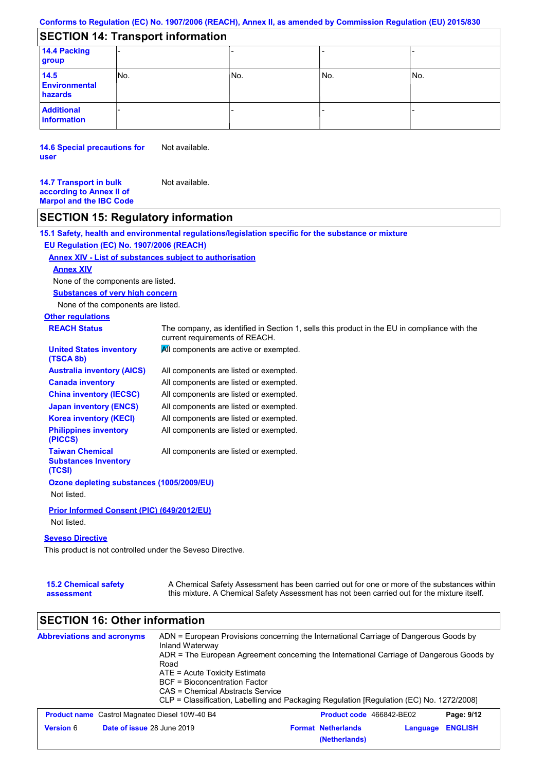## SECTION 14: Transport information

| | | | | |
|---|---|---|---|---|
| **14.4 Packing group** | - | - | - | - |
| **14.5 Environmental hazards** | No. | No. | No. | No. |
| **Additional information** | - | - | - | - |

**14.6 Special precautions for user**: Not available.

**14.7 Transport in bulk according to Annex II of Marpol and the IBC Code**: Not available.

## SECTION 15: Regulatory information

**15.1 Safety, health and environmental regulations/legislation specific for the substance or mixture**

**EU Regulation (EC) No. 1907/2006 (REACH)**

**Annex XIV - List of substances subject to authorisation**

**Annex XIV**

None of the components are listed.

**Substances of very high concern**

None of the components are listed.

**Other regulations**

**REACH Status**: The company, as identified in Section 1, sells this product in the EU in compliance with the current requirements of REACH.

**United States inventory (TSCA 8b)**: All components are active or exempted.

**Australia inventory (AICS)**: All components are listed or exempted.

**Canada inventory**: All components are listed or exempted.

**China inventory (IECSC)**: All components are listed or exempted.

**Japan inventory (ENCS)**: All components are listed or exempted.

**Korea inventory (KECI)**: All components are listed or exempted.

**Philippines inventory (PICCS)**: All components are listed or exempted.

**Taiwan Chemical Substances Inventory (TCSI)**: All components are listed or exempted.

**Ozone depleting substances (1005/2009/EU)**

Not listed.

**Prior Informed Consent (PIC) (649/2012/EU)**

Not listed.

**Seveso Directive**

This product is not controlled under the Seveso Directive.

**15.2 Chemical safety assessment**: A Chemical Safety Assessment has been carried out for one or more of the substances within this mixture. A Chemical Safety Assessment has not been carried out for the mixture itself.

## SECTION 16: Other information

**Abbreviations and acronyms**:
ADN = European Provisions concerning the International Carriage of Dangerous Goods by Inland Waterway
ADR = The European Agreement concerning the International Carriage of Dangerous Goods by Road
ATE = Acute Toxicity Estimate
BCF = Bioconcentration Factor
CAS = Chemical Abstracts Service
CLP = Classification, Labelling and Packaging Regulation [Regulation (EC) No. 1272/2008]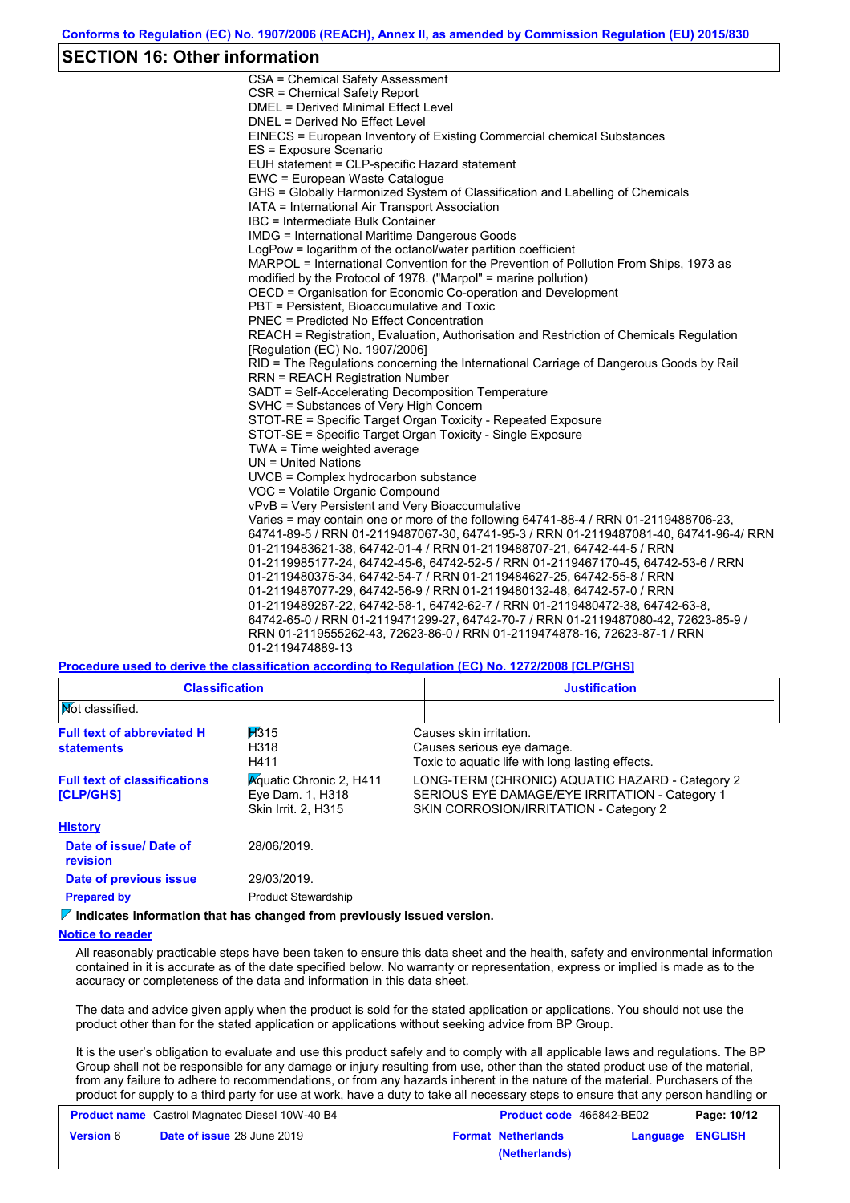## SECTION 16: Other information

CSA = Chemical Safety Assessment
CSR = Chemical Safety Report
DMEL = Derived Minimal Effect Level
DNEL = Derived No Effect Level
EINECS = European Inventory of Existing Commercial chemical Substances
ES = Exposure Scenario
EUH statement = CLP-specific Hazard statement
EWC = European Waste Catalogue
GHS = Globally Harmonized System of Classification and Labelling of Chemicals
IATA = International Air Transport Association
IBC = Intermediate Bulk Container
IMDG = International Maritime Dangerous Goods
LogPow = logarithm of the octanol/water partition coefficient
MARPOL = International Convention for the Prevention of Pollution From Ships, 1973 as modified by the Protocol of 1978. ("Marpol" = marine pollution)
OECD = Organisation for Economic Co-operation and Development
PBT = Persistent, Bioaccumulative and Toxic
PNEC = Predicted No Effect Concentration
REACH = Registration, Evaluation, Authorisation and Restriction of Chemicals Regulation [Regulation (EC) No. 1907/2006]
RID = The Regulations concerning the International Carriage of Dangerous Goods by Rail
RRN = REACH Registration Number
SADT = Self-Accelerating Decomposition Temperature
SVHC = Substances of Very High Concern
STOT-RE = Specific Target Organ Toxicity - Repeated Exposure
STOT-SE = Specific Target Organ Toxicity - Single Exposure
TWA = Time weighted average
UN = United Nations
UVCB = Complex hydrocarbon substance
VOC = Volatile Organic Compound
vPvB = Very Persistent and Very Bioaccumulative
Varies = may contain one or more of the following 64741-88-4 / RRN 01-2119488706-23, 64741-89-5 / RRN 01-2119487067-30, 64741-95-3 / RRN 01-2119487081-40, 64741-96-4/ RRN 01-2119483621-38, 64742-01-4 / RRN 01-2119488707-21, 64742-44-5 / RRN 01-2119985177-24, 64742-45-6, 64742-52-5 / RRN 01-2119467170-45, 64742-53-6 / RRN 01-2119480375-34, 64742-54-7 / RRN 01-2119484627-25, 64742-55-8 / RRN 01-2119487077-29, 64742-56-9 / RRN 01-2119480132-48, 64742-57-0 / RRN 01-2119489287-22, 64742-58-1, 64742-62-7 / RRN 01-2119480472-38, 64742-63-8, 64742-65-0 / RRN 01-2119471299-27, 64742-70-7 / RRN 01-2119487080-42, 72623-85-9 / RRN 01-2119555262-43, 72623-86-0 / RRN 01-2119474878-16, 72623-87-1 / RRN 01-2119474889-13

**Procedure used to derive the classification according to Regulation (EC) No. 1272/2008 [CLP/GHS]**

| Classification | Justification |
|---|---|
| Not classified. | |

**Full text of abbreviated H statements**

| | |
|---|---|
| H315 | Causes skin irritation. |
| H318 | Causes serious eye damage. |
| H411 | Toxic to aquatic life with long lasting effects. |

**Full text of classifications [CLP/GHS]**

| | |
|---|---|
| Aquatic Chronic 2, H411 | LONG-TERM (CHRONIC) AQUATIC HAZARD - Category 2 |
| Eye Dam. 1, H318 | SERIOUS EYE DAMAGE/EYE IRRITATION - Category 1 |
| Skin Irrit. 2, H315 | SKIN CORROSION/IRRITATION - Category 2 |

**History**

**Date of issue/ Date of revision:** 28/06/2019.

**Date of previous issue:** 29/03/2019.

**Prepared by:** Product Stewardship

**Indicates information that has changed from previously issued version.**

**Notice to reader**

All reasonably practicable steps have been taken to ensure this data sheet and the health, safety and environmental information contained in it is accurate as of the date specified below. No warranty or representation, express or implied is made as to the accuracy or completeness of the data and information in this data sheet.

The data and advice given apply when the product is sold for the stated application or applications. You should not use the product other than for the stated application or applications without seeking advice from BP Group.

It is the user's obligation to evaluate and use this product safely and to comply with all applicable laws and regulations. The BP Group shall not be responsible for any damage or injury resulting from use, other than the stated product use of the material, from any failure to adhere to recommendations, or from any hazards inherent in the nature of the material. Purchasers of the product for supply to a third party for use at work, have a duty to take all necessary steps to ensure that any person handling or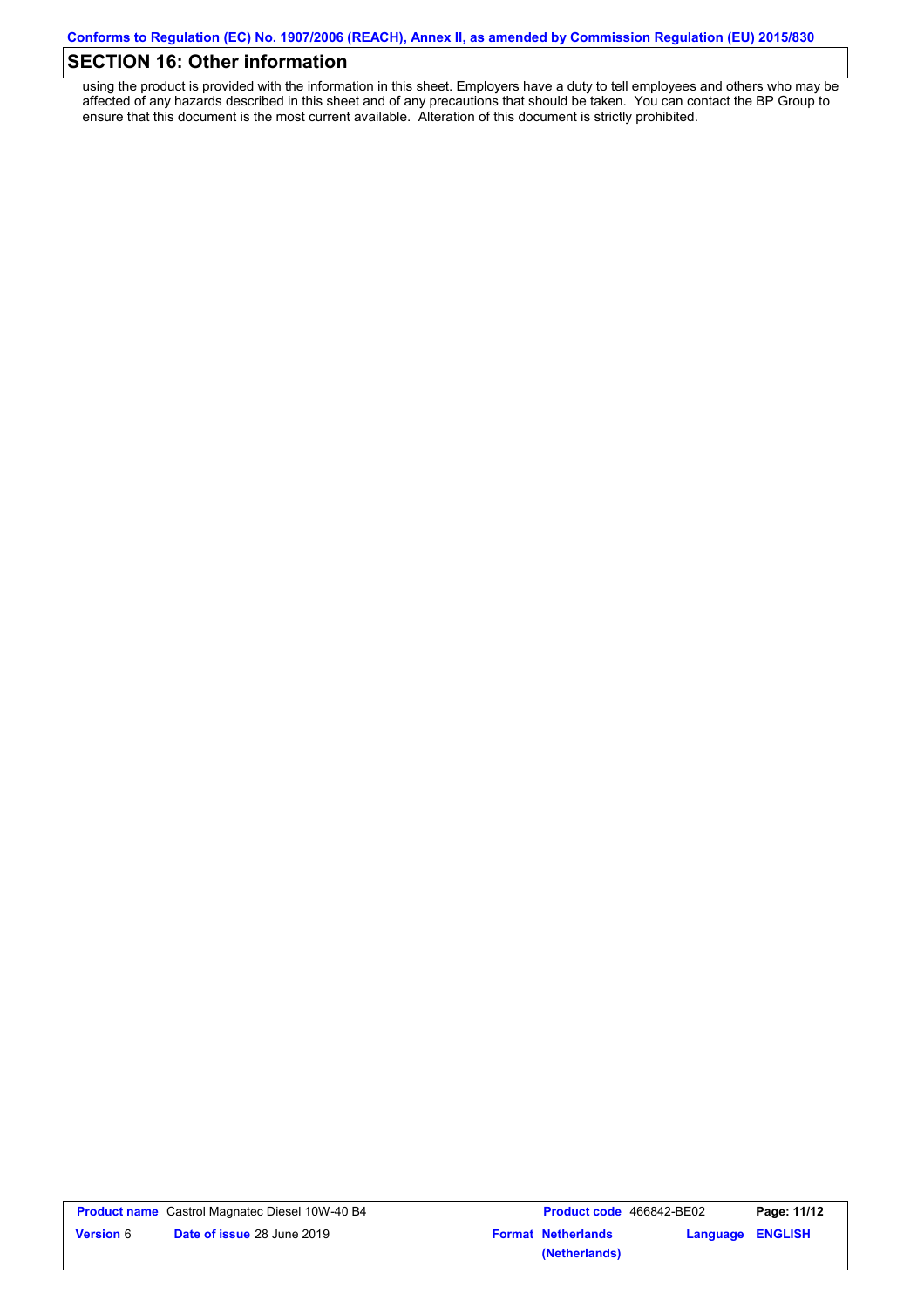## SECTION 16: Other information

using the product is provided with the information in this sheet. Employers have a duty to tell employees and others who may be affected of any hazards described in this sheet and of any precautions that should be taken. You can contact the BP Group to ensure that this document is the most current available. Alteration of this document is strictly prohibited.